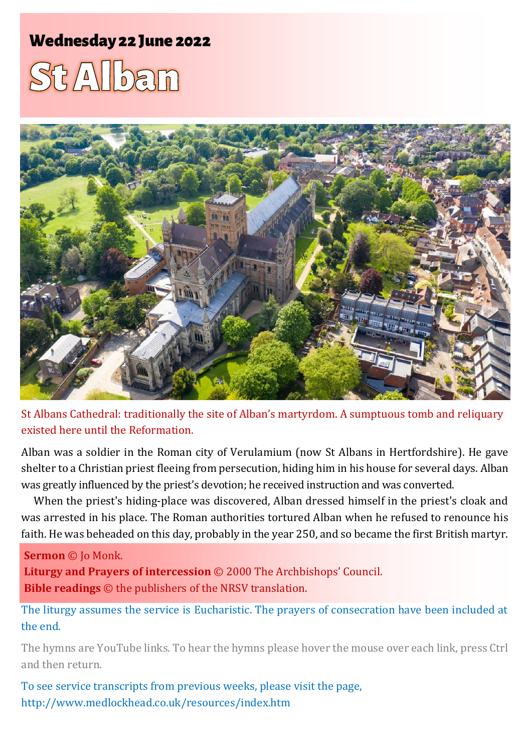**Wednesday 22 June 2022**

# St Alban

St Albans Cathedral: traditionally the site of Alban's martyrdom. A sumptuous tomb and reliquary existed here until the Reformation.

Alban was a soldier in the Roman city of Verulamium (now St Albans in Hertfordshire). He gave shelter to a Christian priest fleeing from persecution, hiding him in his house for several days. Alban was greatly influenced by the priest's devotion; he received instruction and was converted.

When the priest's hiding-place was discovered, Alban dressed himself in the priest's cloak and was arrested in his place. The Roman authorities tortured Alban when he refused to renounce his faith. He was beheaded on this day, probably in the year 250, and so became the first British martyr.

**Sermon** © Jo Monk.
**Liturgy and Prayers of intercession** © 2000 The Archbishops' Council.
**Bible readings** © the publishers of the NRSV translation.

The liturgy assumes the service is Eucharistic. The prayers of consecration have been included at the end.

The hymns are YouTube links. To hear the hymns please hover the mouse over each link, press Ctrl and then return.

To see service transcripts from previous weeks, please visit the page,
http://www.medlockhead.co.uk/resources/index.htm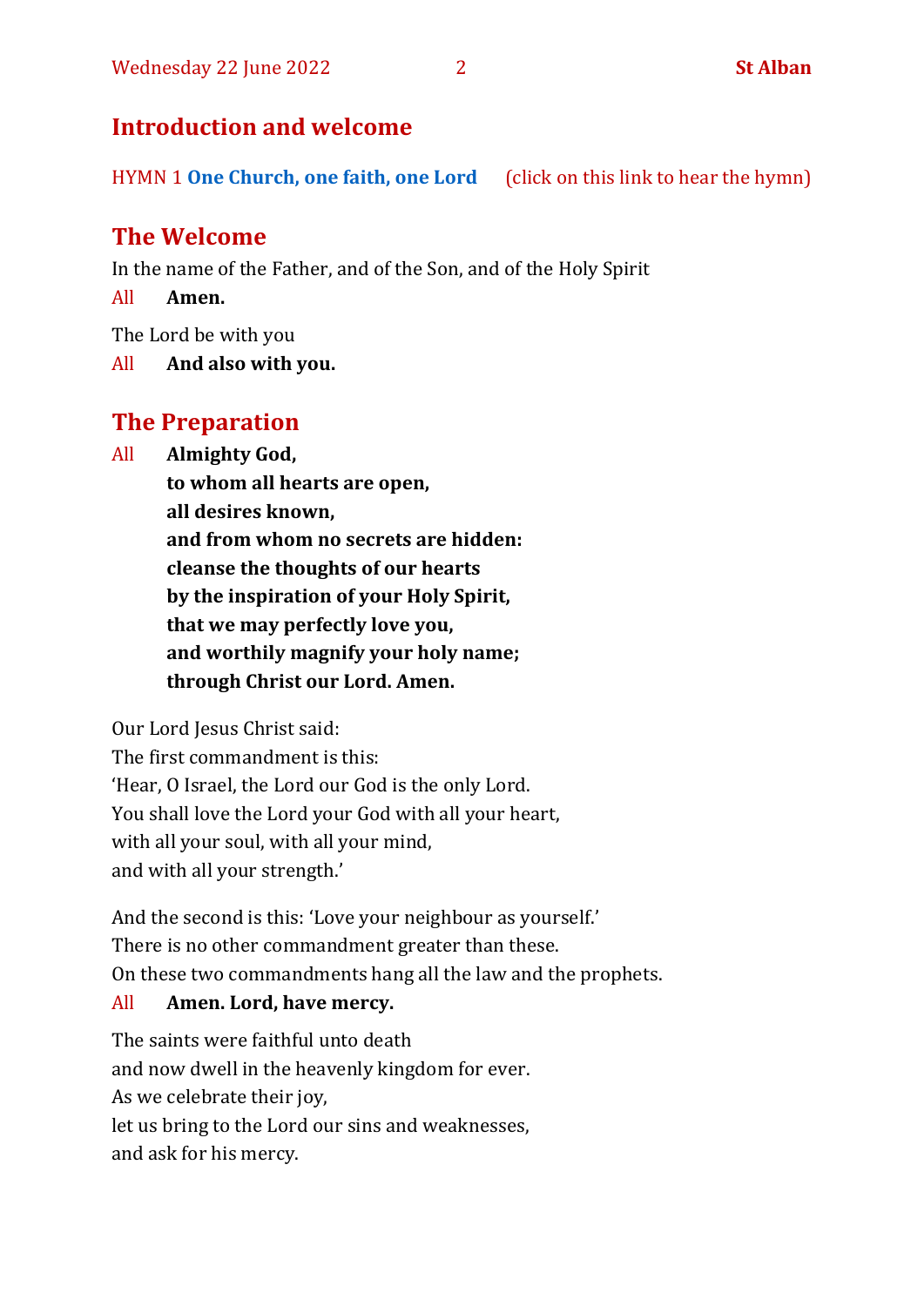## Introduction and welcome

HYMN 1 **One Church, one faith, one Lord** (click on this link to hear the hymn)

## The Welcome

In the name of the Father, and of the Son, and of the Holy Spirit

All **Amen.**

The Lord be with you

All **And also with you.**

## The Preparation

All **Almighty God,**
**to whom all hearts are open,**
**all desires known,**
**and from whom no secrets are hidden:**
**cleanse the thoughts of our hearts**
**by the inspiration of your Holy Spirit,**
**that we may perfectly love you,**
**and worthily magnify your holy name;**
**through Christ our Lord. Amen.**

Our Lord Jesus Christ said:
The first commandment is this:
'Hear, O Israel, the Lord our God is the only Lord.
You shall love the Lord your God with all your heart,
with all your soul, with all your mind,
and with all your strength.'

And the second is this: 'Love your neighbour as yourself.'
There is no other commandment greater than these.
On these two commandments hang all the law and the prophets.

All **Amen. Lord, have mercy.**

The saints were faithful unto death
and now dwell in the heavenly kingdom for ever.
As we celebrate their joy,
let us bring to the Lord our sins and weaknesses,
and ask for his mercy.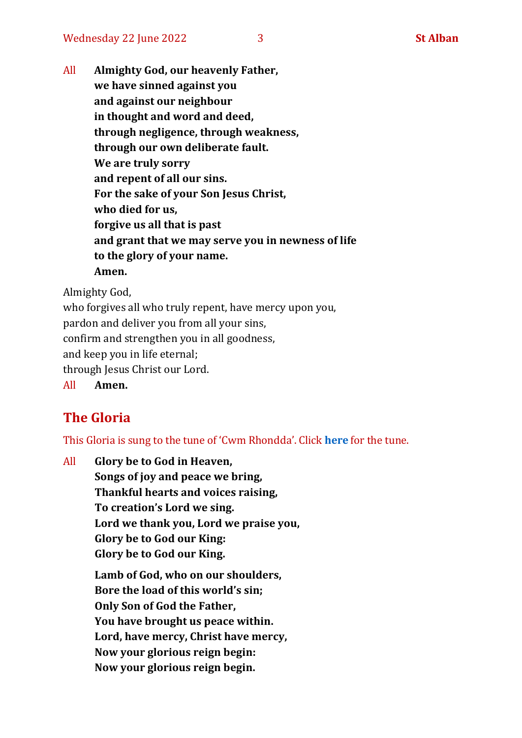All **Almighty God, our heavenly Father,**
**we have sinned against you**
**and against our neighbour**
**in thought and word and deed,**
**through negligence, through weakness,**
**through our own deliberate fault.**
**We are truly sorry**
**and repent of all our sins.**
**For the sake of your Son Jesus Christ,**
**who died for us,**
**forgive us all that is past**
**and grant that we may serve you in newness of life**
**to the glory of your name.**
**Amen.**

Almighty God,
who forgives all who truly repent, have mercy upon you,
pardon and deliver you from all your sins,
confirm and strengthen you in all goodness,
and keep you in life eternal;
through Jesus Christ our Lord.

All **Amen.**

## The Gloria

This Gloria is sung to the tune of 'Cwm Rhondda'. Click **here** for the tune.

All **Glory be to God in Heaven,**
**Songs of joy and peace we bring,**
**Thankful hearts and voices raising,**
**To creation's Lord we sing.**
**Lord we thank you, Lord we praise you,**
**Glory be to God our King:**
**Glory be to God our King.**

**Lamb of God, who on our shoulders,**
**Bore the load of this world's sin;**
**Only Son of God the Father,**
**You have brought us peace within.**
**Lord, have mercy, Christ have mercy,**
**Now your glorious reign begin:**
**Now your glorious reign begin.**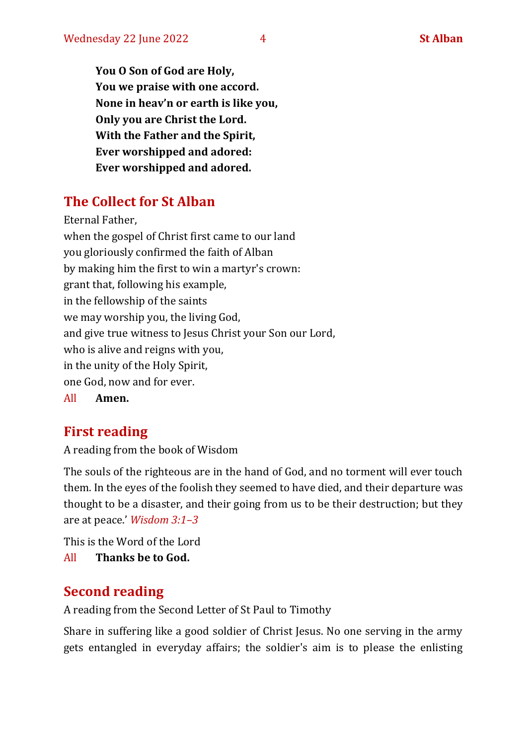**You O Son of God are Holy,**
**You we praise with one accord.**
**None in heav'n or earth is like you,**
**Only you are Christ the Lord.**
**With the Father and the Spirit,**
**Ever worshipped and adored:**
**Ever worshipped and adored.**

## The Collect for St Alban

Eternal Father,
when the gospel of Christ first came to our land
you gloriously confirmed the faith of Alban
by making him the first to win a martyr's crown:
grant that, following his example,
in the fellowship of the saints
we may worship you, the living God,
and give true witness to Jesus Christ your Son our Lord,
who is alive and reigns with you,
in the unity of the Holy Spirit,
one God, now and for ever.

All **Amen.**

## First reading

A reading from the book of Wisdom

The souls of the righteous are in the hand of God, and no torment will ever touch them. In the eyes of the foolish they seemed to have died, and their departure was thought to be a disaster, and their going from us to be their destruction; but they are at peace.' *Wisdom 3:1–3*

This is the Word of the Lord

All **Thanks be to God.**

## Second reading

A reading from the Second Letter of St Paul to Timothy

Share in suffering like a good soldier of Christ Jesus. No one serving in the army gets entangled in everyday affairs; the soldier's aim is to please the enlisting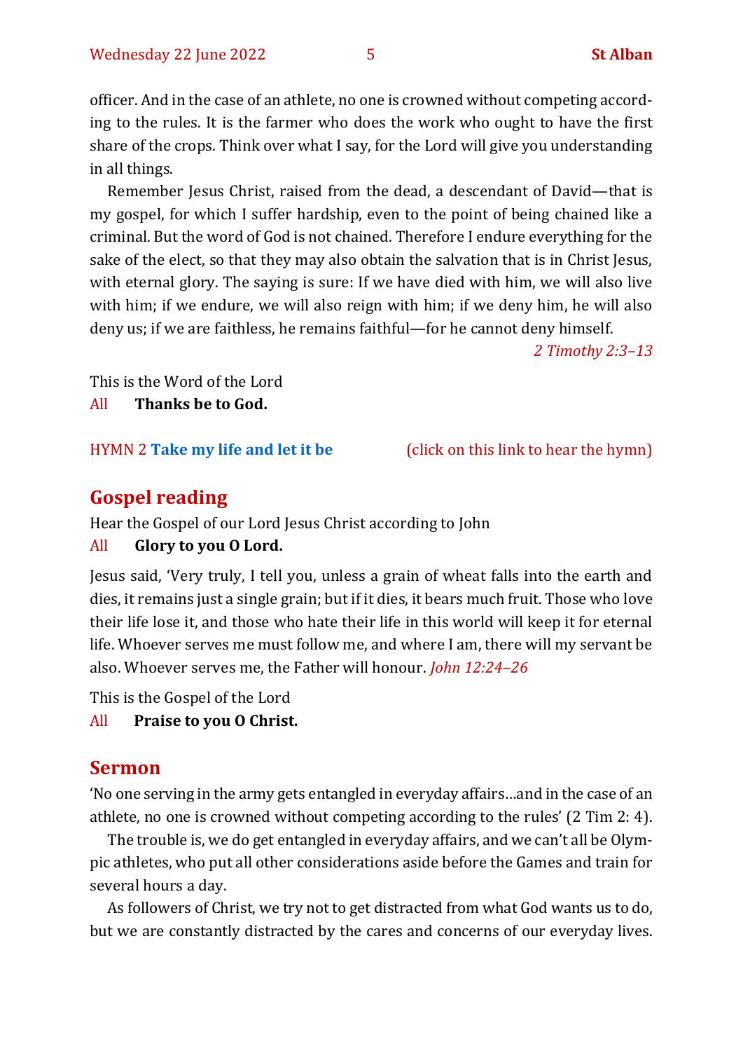officer. And in the case of an athlete, no one is crowned without competing according to the rules. It is the farmer who does the work who ought to have the first share of the crops. Think over what I say, for the Lord will give you understanding in all things.

Remember Jesus Christ, raised from the dead, a descendant of David—that is my gospel, for which I suffer hardship, even to the point of being chained like a criminal. But the word of God is not chained. Therefore I endure everything for the sake of the elect, so that they may also obtain the salvation that is in Christ Jesus, with eternal glory. The saying is sure: If we have died with him, we will also live with him; if we endure, we will also reign with him; if we deny him, he will also deny us; if we are faithless, he remains faithful—for he cannot deny himself.

*2 Timothy 2:3–13*

This is the Word of the Lord
All **Thanks be to God.**

HYMN 2 **Take my life and let it be** (click on this link to hear the hymn)

## Gospel reading

Hear the Gospel of our Lord Jesus Christ according to John
All **Glory to you O Lord.**

Jesus said, 'Very truly, I tell you, unless a grain of wheat falls into the earth and dies, it remains just a single grain; but if it dies, it bears much fruit. Those who love their life lose it, and those who hate their life in this world will keep it for eternal life. Whoever serves me must follow me, and where I am, there will my servant be also. Whoever serves me, the Father will honour. *John 12:24–26*

This is the Gospel of the Lord
All **Praise to you O Christ.**

## Sermon

'No one serving in the army gets entangled in everyday affairs…and in the case of an athlete, no one is crowned without competing according to the rules' (2 Tim 2: 4).

The trouble is, we do get entangled in everyday affairs, and we can't all be Olympic athletes, who put all other considerations aside before the Games and train for several hours a day.

As followers of Christ, we try not to get distracted from what God wants us to do, but we are constantly distracted by the cares and concerns of our everyday lives.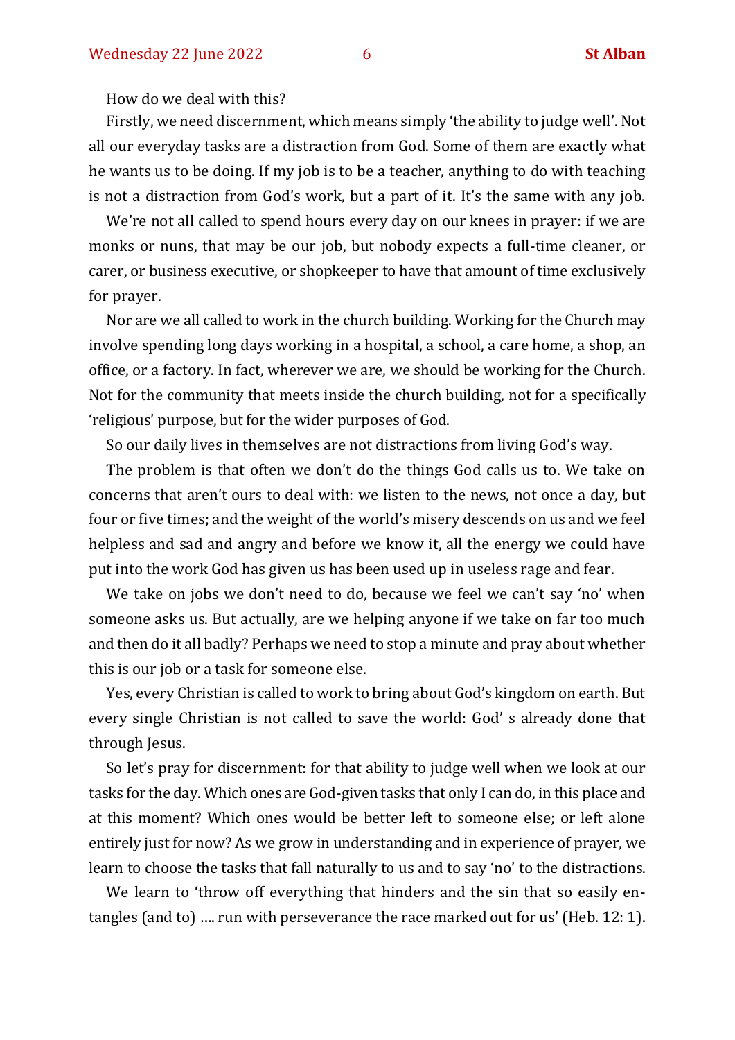How do we deal with this?

Firstly, we need discernment, which means simply 'the ability to judge well'. Not all our everyday tasks are a distraction from God. Some of them are exactly what he wants us to be doing. If my job is to be a teacher, anything to do with teaching is not a distraction from God's work, but a part of it. It's the same with any job.

We're not all called to spend hours every day on our knees in prayer: if we are monks or nuns, that may be our job, but nobody expects a full-time cleaner, or carer, or business executive, or shopkeeper to have that amount of time exclusively for prayer.

Nor are we all called to work in the church building. Working for the Church may involve spending long days working in a hospital, a school, a care home, a shop, an office, or a factory. In fact, wherever we are, we should be working for the Church. Not for the community that meets inside the church building, not for a specifically 'religious' purpose, but for the wider purposes of God.

So our daily lives in themselves are not distractions from living God's way.

The problem is that often we don't do the things God calls us to. We take on concerns that aren't ours to deal with: we listen to the news, not once a day, but four or five times; and the weight of the world's misery descends on us and we feel helpless and sad and angry and before we know it, all the energy we could have put into the work God has given us has been used up in useless rage and fear.

We take on jobs we don't need to do, because we feel we can't say 'no' when someone asks us. But actually, are we helping anyone if we take on far too much and then do it all badly? Perhaps we need to stop a minute and pray about whether this is our job or a task for someone else.

Yes, every Christian is called to work to bring about God's kingdom on earth. But every single Christian is not called to save the world: God' s already done that through Jesus.

So let's pray for discernment: for that ability to judge well when we look at our tasks for the day. Which ones are God-given tasks that only I can do, in this place and at this moment? Which ones would be better left to someone else; or left alone entirely just for now? As we grow in understanding and in experience of prayer, we learn to choose the tasks that fall naturally to us and to say 'no' to the distractions.

We learn to 'throw off everything that hinders and the sin that so easily entangles (and to) …. run with perseverance the race marked out for us' (Heb. 12: 1).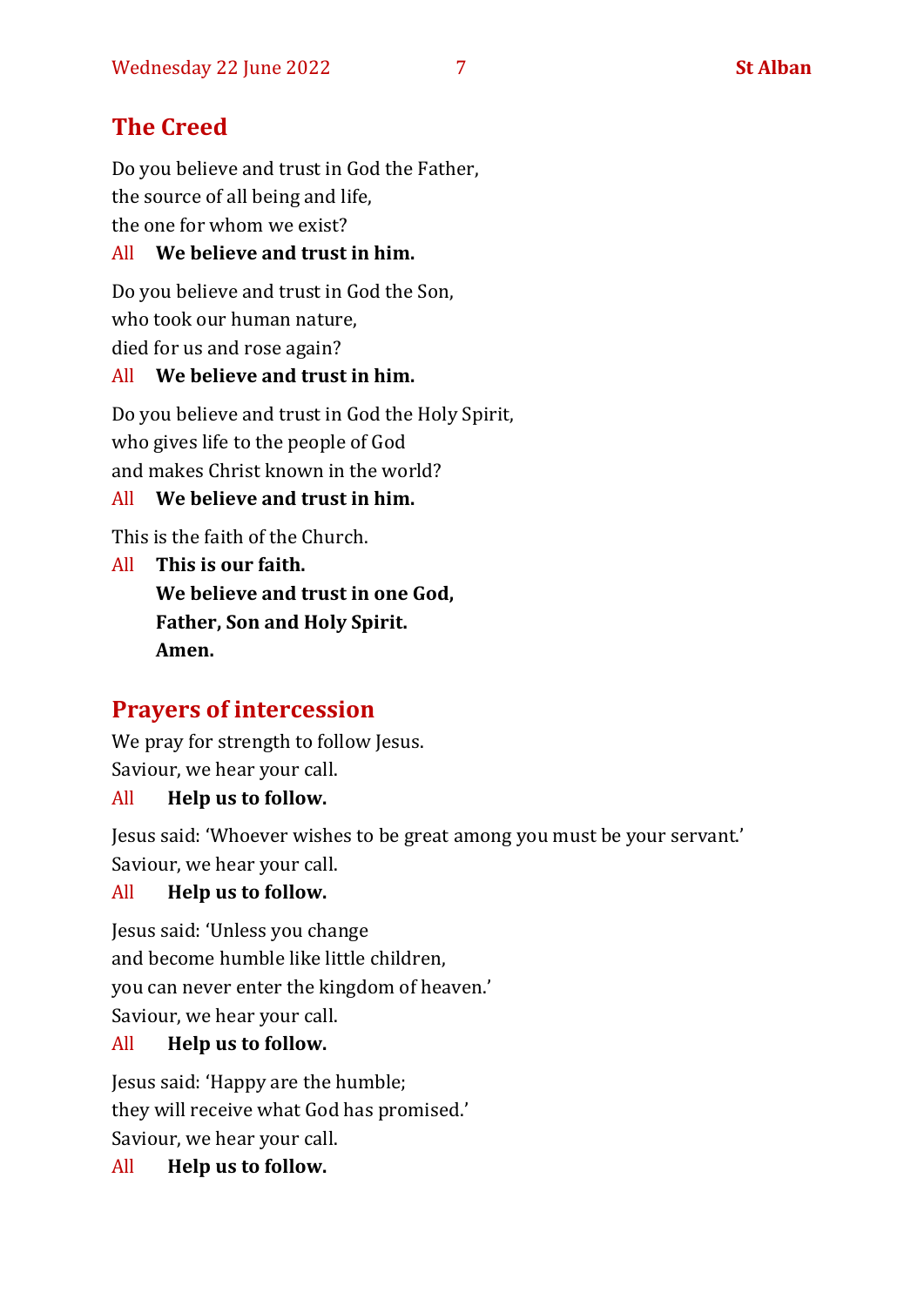## The Creed

Do you believe and trust in God the Father,
the source of all being and life,
the one for whom we exist?

All **We believe and trust in him.**

Do you believe and trust in God the Son,
who took our human nature,
died for us and rose again?

All **We believe and trust in him.**

Do you believe and trust in God the Holy Spirit,
who gives life to the people of God
and makes Christ known in the world?

All **We believe and trust in him.**

This is the faith of the Church.

All **This is our faith.**
**We believe and trust in one God,**
**Father, Son and Holy Spirit.**
**Amen.**

## Prayers of intercession

We pray for strength to follow Jesus.
Saviour, we hear your call.

All **Help us to follow.**

Jesus said: 'Whoever wishes to be great among you must be your servant.'
Saviour, we hear your call.

All **Help us to follow.**

Jesus said: 'Unless you change
and become humble like little children,
you can never enter the kingdom of heaven.'
Saviour, we hear your call.

All **Help us to follow.**

Jesus said: 'Happy are the humble;
they will receive what God has promised.'
Saviour, we hear your call.

All **Help us to follow.**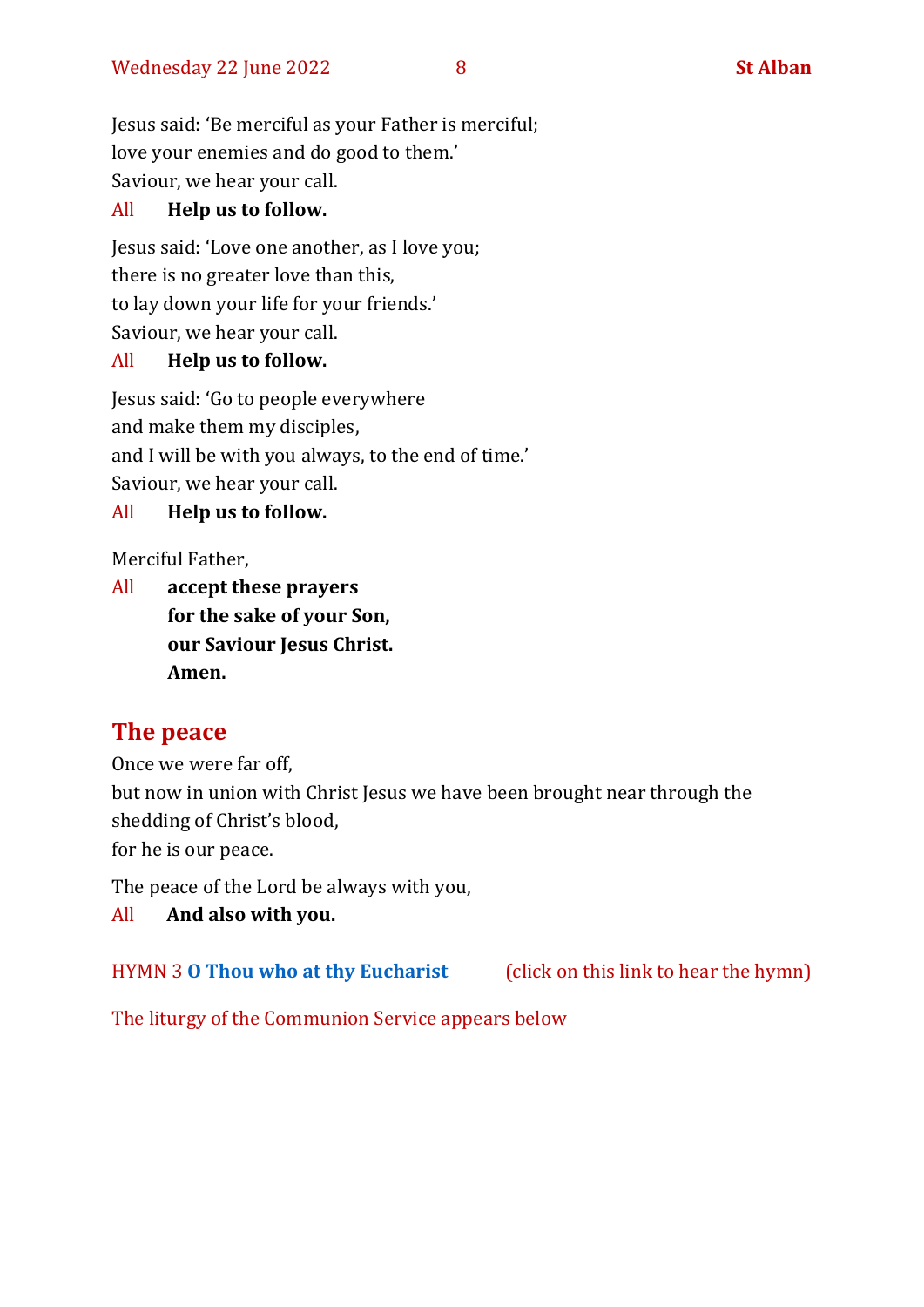Jesus said: 'Be merciful as your Father is merciful;
love your enemies and do good to them.'
Saviour, we hear your call.

All **Help us to follow.**

Jesus said: 'Love one another, as I love you;
there is no greater love than this,
to lay down your life for your friends.'
Saviour, we hear your call.

All **Help us to follow.**

Jesus said: 'Go to people everywhere
and make them my disciples,
and I will be with you always, to the end of time.'
Saviour, we hear your call.

All **Help us to follow.**

Merciful Father,

All **accept these prayers
for the sake of your Son,
our Saviour Jesus Christ.
Amen.**

## The peace

Once we were far off,
but now in union with Christ Jesus we have been brought near through the shedding of Christ's blood,
for he is our peace.

The peace of the Lord be always with you,

All **And also with you.**

HYMN 3 **O Thou who at thy Eucharist** (click on this link to hear the hymn)

The liturgy of the Communion Service appears below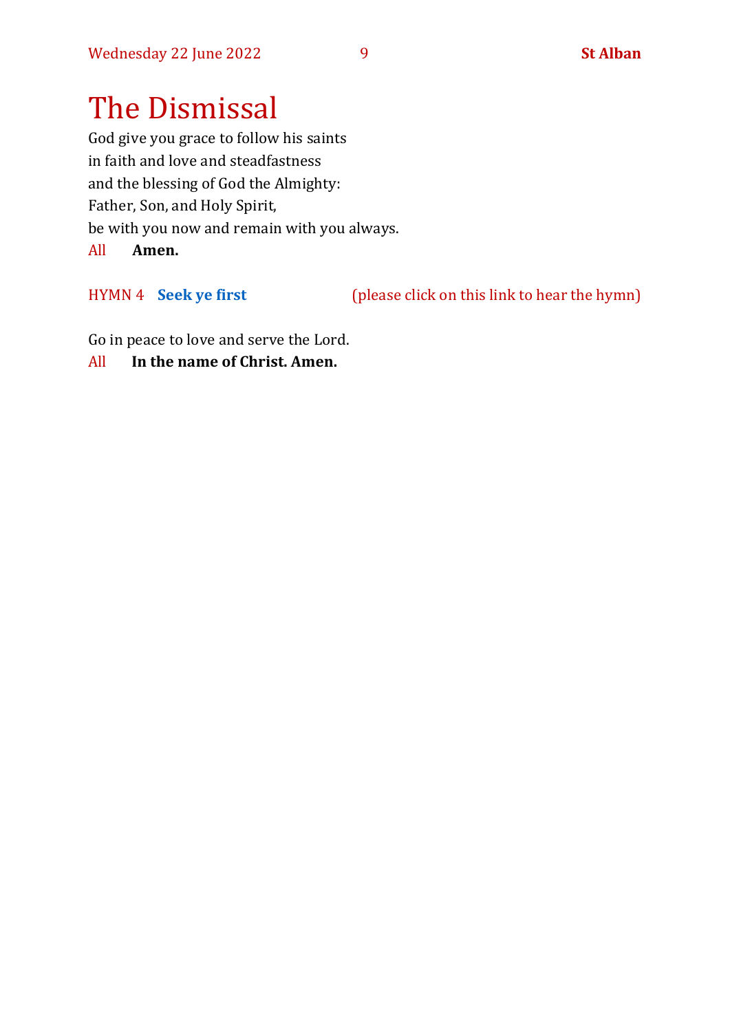# The Dismissal

God give you grace to follow his saints
in faith and love and steadfastness
and the blessing of God the Almighty:
Father, Son, and Holy Spirit,
be with you now and remain with you always.

All **Amen.**

HYMN 4 **Seek ye first** (please click on this link to hear the hymn)

Go in peace to love and serve the Lord.

All **In the name of Christ. Amen.**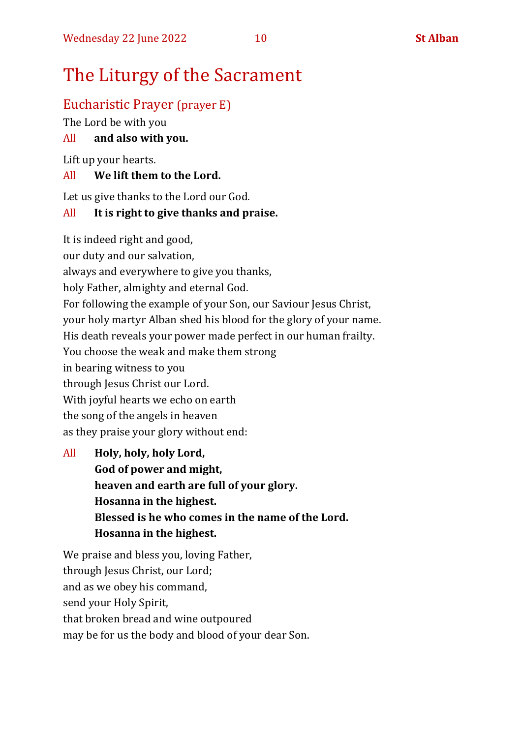# The Liturgy of the Sacrament

## Eucharistic Prayer (prayer E)

The Lord be with you

All **and also with you.**

Lift up your hearts.

All **We lift them to the Lord.**

Let us give thanks to the Lord our God.

All **It is right to give thanks and praise.**

It is indeed right and good,
our duty and our salvation,
always and everywhere to give you thanks,
holy Father, almighty and eternal God.
For following the example of your Son, our Saviour Jesus Christ,
your holy martyr Alban shed his blood for the glory of your name.
His death reveals your power made perfect in our human frailty.
You choose the weak and make them strong
in bearing witness to you
through Jesus Christ our Lord.
With joyful hearts we echo on earth
the song of the angels in heaven
as they praise your glory without end:

All **Holy, holy, holy Lord,**
**God of power and might,**
**heaven and earth are full of your glory.**
**Hosanna in the highest.**
**Blessed is he who comes in the name of the Lord.**
**Hosanna in the highest.**

We praise and bless you, loving Father,
through Jesus Christ, our Lord;
and as we obey his command,
send your Holy Spirit,
that broken bread and wine outpoured
may be for us the body and blood of your dear Son.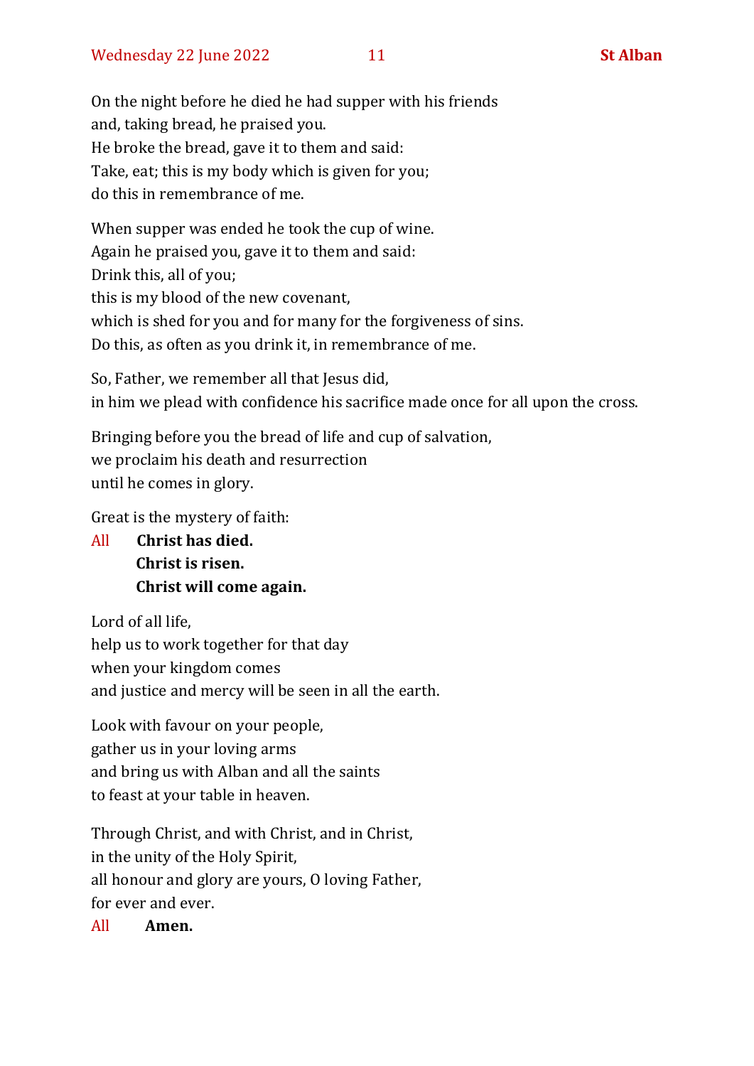On the night before he died he had supper with his friends
and, taking bread, he praised you.
He broke the bread, gave it to them and said:
Take, eat; this is my body which is given for you;
do this in remembrance of me.

When supper was ended he took the cup of wine.
Again he praised you, gave it to them and said:
Drink this, all of you;
this is my blood of the new covenant,
which is shed for you and for many for the forgiveness of sins.
Do this, as often as you drink it, in remembrance of me.

So, Father, we remember all that Jesus did,
in him we plead with confidence his sacrifice made once for all upon the cross.

Bringing before you the bread of life and cup of salvation,
we proclaim his death and resurrection
until he comes in glory.

Great is the mystery of faith:

All **Christ has died.**
**Christ is risen.**
**Christ will come again.**

Lord of all life,
help us to work together for that day
when your kingdom comes
and justice and mercy will be seen in all the earth.

Look with favour on your people,
gather us in your loving arms
and bring us with Alban and all the saints
to feast at your table in heaven.

Through Christ, and with Christ, and in Christ,
in the unity of the Holy Spirit,
all honour and glory are yours, O loving Father,
for ever and ever.

All **Amen.**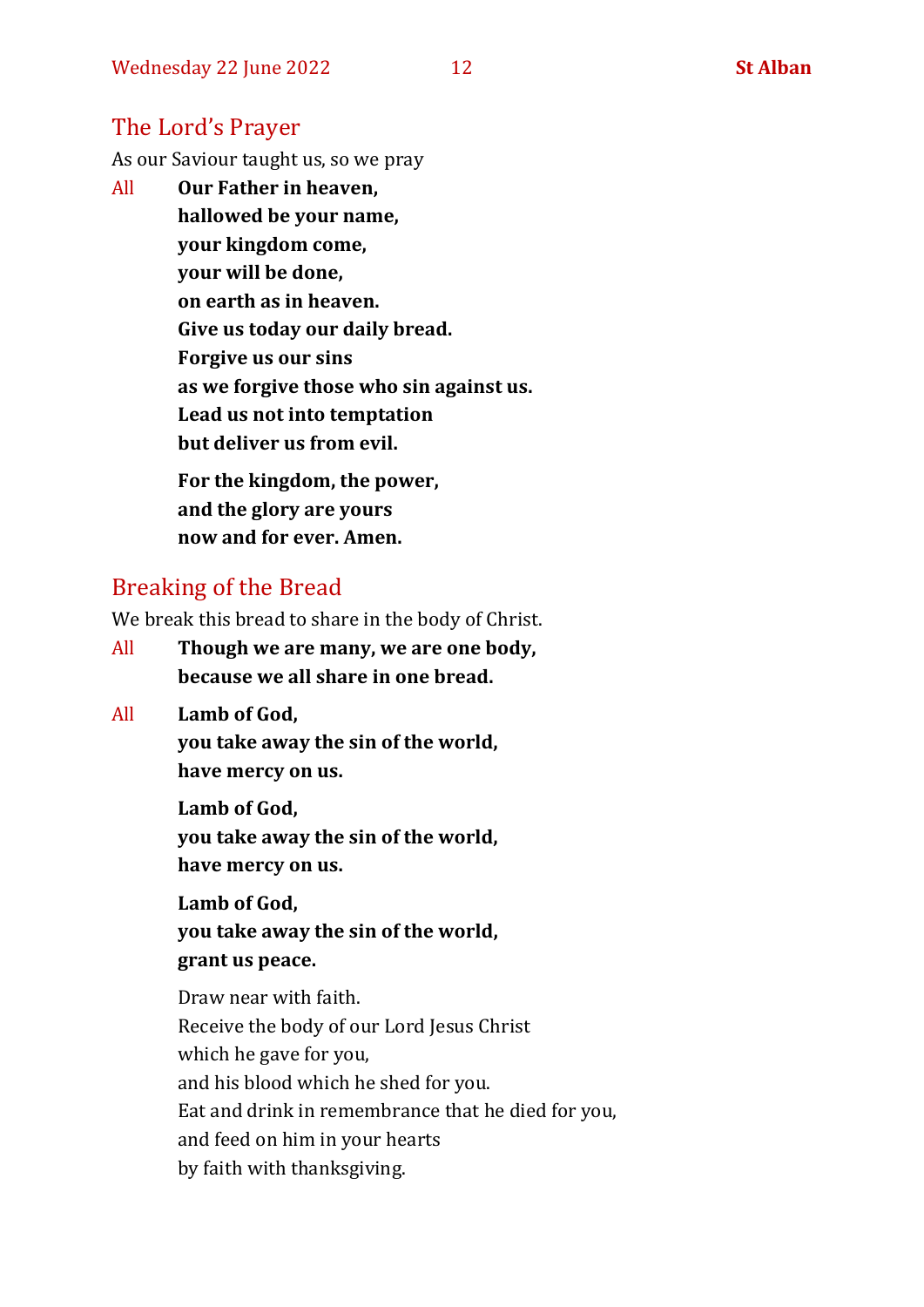## The Lord's Prayer

As our Saviour taught us, so we pray

All **Our Father in heaven,**
**hallowed be your name,**
**your kingdom come,**
**your will be done,**
**on earth as in heaven.**
**Give us today our daily bread.**
**Forgive us our sins**
**as we forgive those who sin against us.**
**Lead us not into temptation**
**but deliver us from evil.**

**For the kingdom, the power,**
**and the glory are yours**
**now and for ever. Amen.**

## Breaking of the Bread

We break this bread to share in the body of Christ.

All **Though we are many, we are one body,**
**because we all share in one bread.**

All **Lamb of God,**
**you take away the sin of the world,**
**have mercy on us.**

**Lamb of God,**
**you take away the sin of the world,**
**have mercy on us.**

**Lamb of God,**
**you take away the sin of the world,**
**grant us peace.**

Draw near with faith.
Receive the body of our Lord Jesus Christ
which he gave for you,
and his blood which he shed for you.
Eat and drink in remembrance that he died for you,
and feed on him in your hearts
by faith with thanksgiving.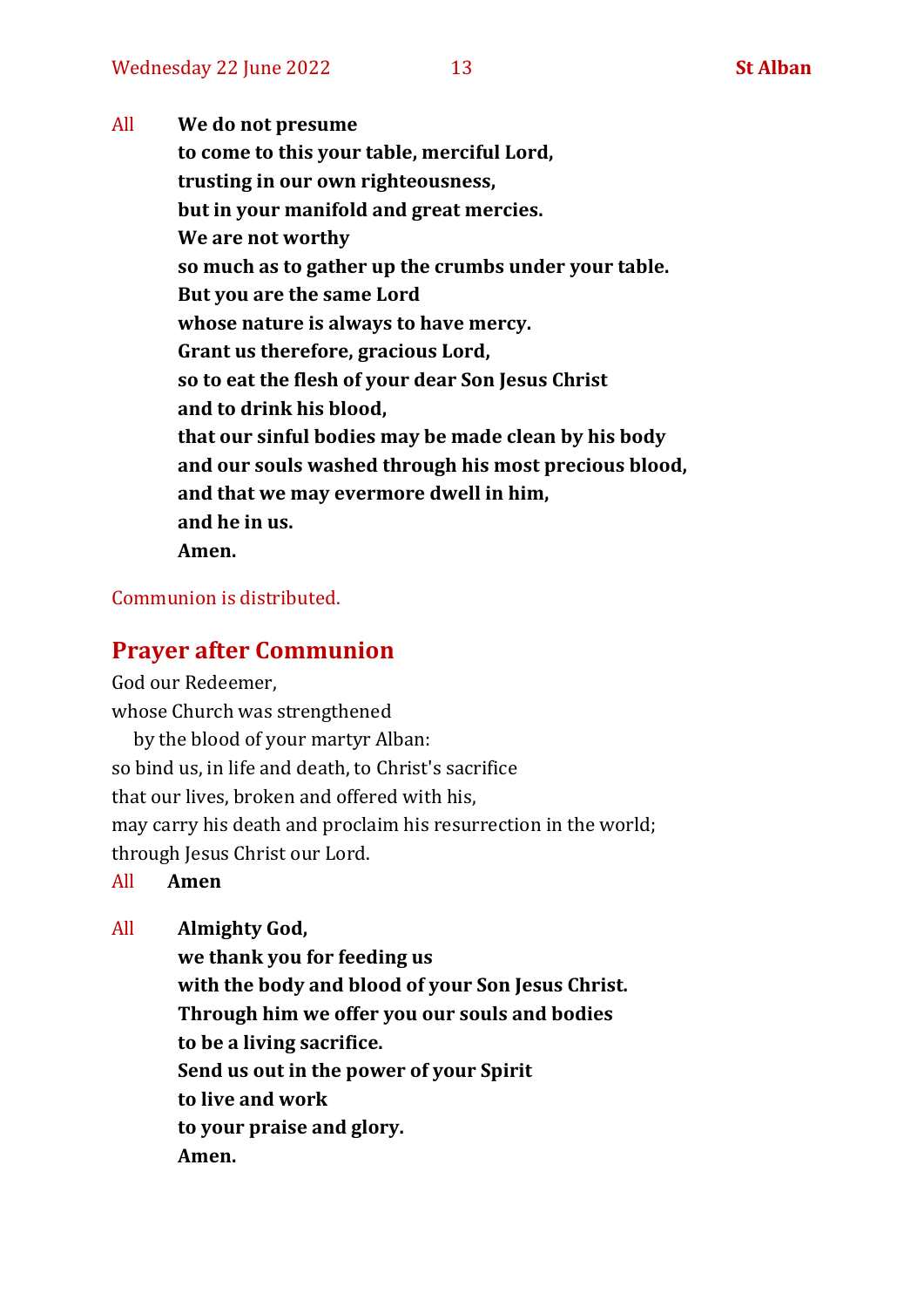All **We do not presume**
**to come to this your table, merciful Lord,**
**trusting in our own righteousness,**
**but in your manifold and great mercies.**
**We are not worthy**
**so much as to gather up the crumbs under your table.**
**But you are the same Lord**
**whose nature is always to have mercy.**
**Grant us therefore, gracious Lord,**
**so to eat the flesh of your dear Son Jesus Christ**
**and to drink his blood,**
**that our sinful bodies may be made clean by his body**
**and our souls washed through his most precious blood,**
**and that we may evermore dwell in him,**
**and he in us.**
**Amen.**

Communion is distributed.

## Prayer after Communion

God our Redeemer,
whose Church was strengthened
by the blood of your martyr Alban:
so bind us, in life and death, to Christ's sacrifice
that our lives, broken and offered with his,
may carry his death and proclaim his resurrection in the world;
through Jesus Christ our Lord.

All **Amen**

All **Almighty God,**
**we thank you for feeding us**
**with the body and blood of your Son Jesus Christ.**
**Through him we offer you our souls and bodies**
**to be a living sacrifice.**
**Send us out in the power of your Spirit**
**to live and work**
**to your praise and glory.**
**Amen.**